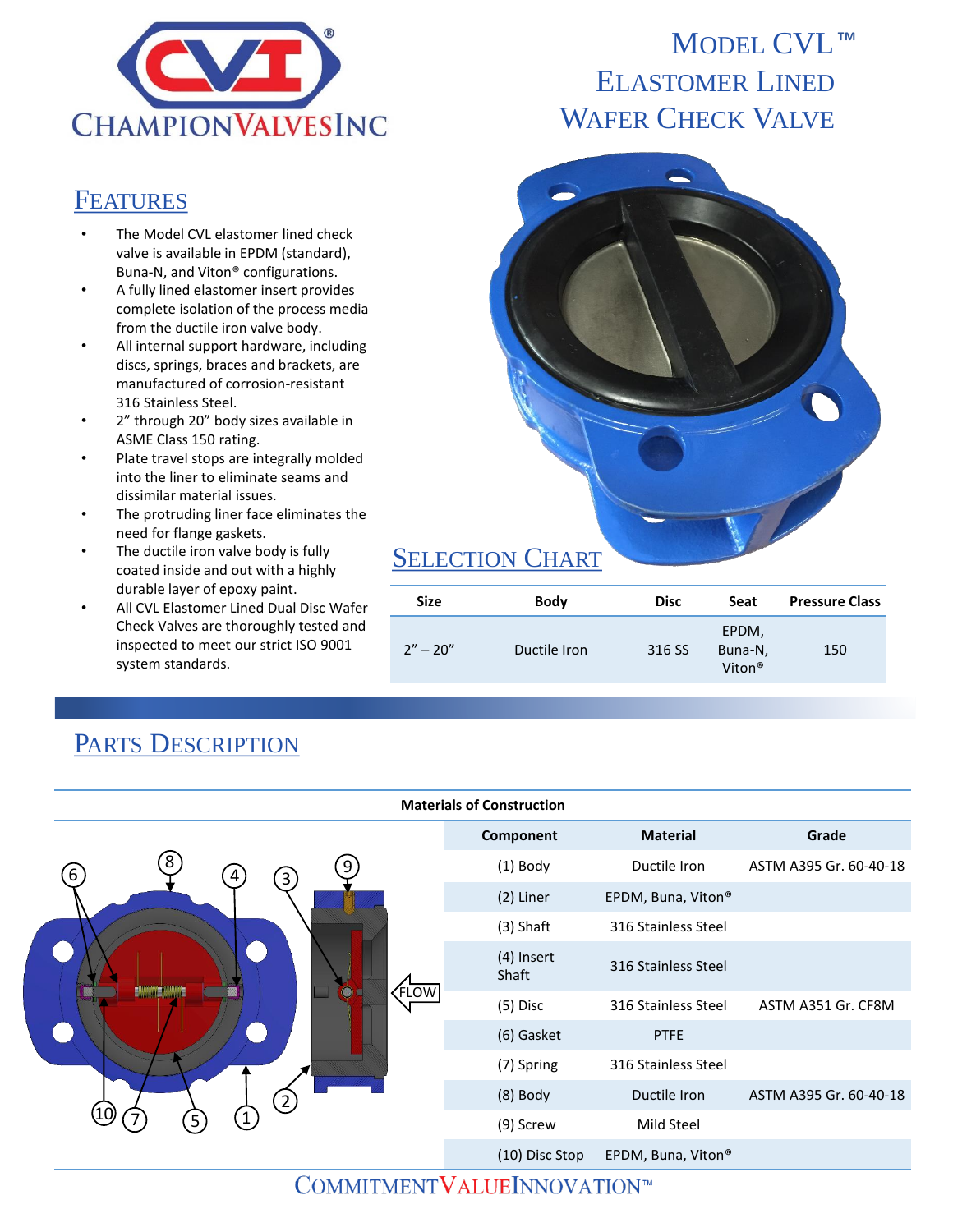# CHAMPIONVALVESINC

# MODEL CVL™ ELASTOMER LINED WAFER CHECK VALVE

## FEATURES

- The Model CVL elastomer lined check valve is available in EPDM (standard), Buna-N, and Viton® configurations.
- A fully lined elastomer insert provides complete isolation of the process media from the ductile iron valve body.
- All internal support hardware, including discs, springs, braces and brackets, are manufactured of corrosion-resistant 316 Stainless Steel.
- 2" through 20" body sizes available in ASME Class 150 rating.
- Plate travel stops are integrally molded into the liner to eliminate seams and dissimilar material issues.
- The protruding liner face eliminates the need for flange gaskets.
- The ductile iron valve body is fully coated inside and out with a highly durable layer of epoxy paint.
- All CVL Elastomer Lined Dual Disc Wafer Check Valves are thoroughly tested and inspected to meet our strict ISO 9001 system standards.

## SELECTION CHART

| Size | Body | Disc | Seat | Pressure Class |
|---|---|---|---|---|
| 2" – 20" | Ductile Iron | 316 SS | EPDM, Buna-N, Viton® | 150 |

## PARTS DESCRIPTION

| Materials of Construction | | |
|---|---|---|
| **Component** | **Material** | **Grade** |
| (1) Body | Ductile Iron | ASTM A395 Gr. 60-40-18 |
| (2) Liner | EPDM, Buna, Viton® | |
| (3) Shaft | 316 Stainless Steel | |
| (4) Insert Shaft | 316 Stainless Steel | |
| (5) Disc | 316 Stainless Steel | ASTM A351 Gr. CF8M |
| (6) Gasket | PTFE | |
| (7) Spring | 316 Stainless Steel | |
| (8) Body | Ductile Iron | ASTM A395 Gr. 60-40-18 |
| (9) Screw | Mild Steel | |
| (10) Disc Stop | EPDM, Buna, Viton® | |

COMMITMENTVALUEINNOVATION™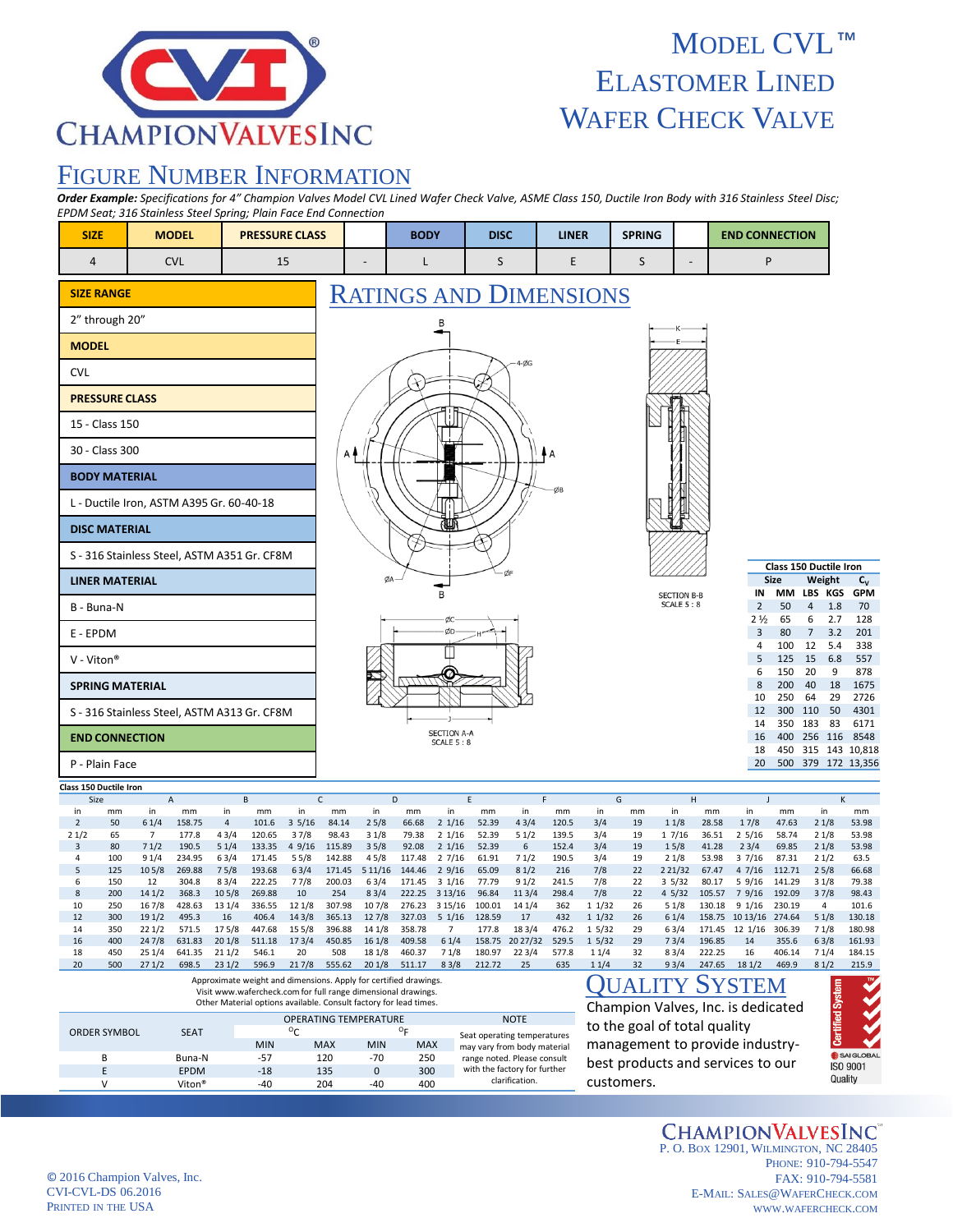# Model CVL™ Elastomer Lined Wafer Check Valve

## Figure Number Information

***Order Example:*** *Specifications for 4" Champion Valves Model CVL Lined Wafer Check Valve, ASME Class 150, Ductile Iron Body with 316 Stainless Steel Disc; EPDM Seat; 316 Stainless Steel Spring; Plain Face End Connection*

| SIZE | MODEL | PRESSURE CLASS | | BODY | DISC | LINER | SPRING | | END CONNECTION |
|---|---|---|---|---|---|---|---|---|---|
| 4 | CVL | 15 | - | L | S | E | S | - | P |

**SIZE RANGE**

2" through 20"

**MODEL**

CVL

**PRESSURE CLASS**

15 - Class 150

30 - Class 300

**BODY MATERIAL**

L - Ductile Iron, ASTM A395 Gr. 60-40-18

**DISC MATERIAL**

S - 316 Stainless Steel, ASTM A351 Gr. CF8M

**LINER MATERIAL**

B - Buna-N

E - EPDM

V - Viton®

**SPRING MATERIAL**

S - 316 Stainless Steel, ASTM A313 Gr. CF8M

**END CONNECTION**

P - Plain Face

## Ratings and Dimensions

B

4-ØG

A A

ØB

ØA ØF

B

SECTION B-B
SCALE 5 : 8

K
E

ØC
ØD
H

J

SECTION A-A
SCALE 5 : 8

**Class 150 Ductile Iron**

| Size IN | Size MM | Weight LBS | Weight KGS | $C_V$ GPM |
|---|---|---|---|---|
| 2 | 50 | 4 | 1.8 | 70 |
| 2 ½ | 65 | 6 | 2.7 | 128 |
| 3 | 80 | 7 | 3.2 | 201 |
| 4 | 100 | 12 | 5.4 | 338 |
| 5 | 125 | 15 | 6.8 | 557 |
| 6 | 150 | 20 | 9 | 878 |
| 8 | 200 | 40 | 18 | 1675 |
| 10 | 250 | 64 | 29 | 2726 |
| 12 | 300 | 110 | 50 | 4301 |
| 14 | 350 | 183 | 83 | 6171 |
| 16 | 400 | 256 | 116 | 8548 |
| 18 | 450 | 315 | 143 | 10,818 |
| 20 | 500 | 379 | 172 | 13,356 |

**Class 150 Ductile Iron**

| Size | | A | | B | | C | | D | | E | | F | | G | | H | | J | | K | |
|---|---|---|---|---|---|---|---|---|---|---|---|---|---|---|---|---|---|---|---|---|---|
| in | mm | in | mm | in | mm | in | mm | in | mm | in | mm | in | mm | in | mm | in | mm | in | mm | in | mm |
| 2 | 50 | 6 1/4 | 158.75 | 4 | 101.6 | 3 5/16 | 84.14 | 2 5/8 | 66.68 | 2 1/16 | 52.39 | 4 3/4 | 120.5 | 3/4 | 19 | 1 1/8 | 28.58 | 1 7/8 | 47.63 | 2 1/8 | 53.98 |
| 2 1/2 | 65 | 7 | 177.8 | 4 3/4 | 120.65 | 3 7/8 | 98.43 | 3 1/8 | 79.38 | 2 1/16 | 52.39 | 5 1/2 | 139.5 | 3/4 | 19 | 1 7/16 | 36.51 | 2 5/16 | 58.74 | 2 1/8 | 53.98 |
| 3 | 80 | 7 1/2 | 190.5 | 5 1/4 | 133.35 | 4 9/16 | 115.89 | 3 5/8 | 92.08 | 2 1/16 | 52.39 | 6 | 152.4 | 3/4 | 19 | 1 5/8 | 41.28 | 2 3/4 | 69.85 | 2 1/8 | 53.98 |
| 4 | 100 | 9 1/4 | 234.95 | 6 3/4 | 171.45 | 5 5/8 | 142.88 | 4 5/8 | 117.48 | 2 7/16 | 61.91 | 7 1/2 | 190.5 | 3/4 | 19 | 2 1/8 | 53.98 | 3 7/16 | 87.31 | 2 1/2 | 63.5 |
| 5 | 125 | 10 5/8 | 269.88 | 7 5/8 | 193.68 | 6 3/4 | 171.45 | 5 11/16 | 144.46 | 2 9/16 | 65.09 | 8 1/2 | 216 | 7/8 | 22 | 2 21/32 | 67.47 | 4 7/16 | 112.71 | 2 5/8 | 66.68 |
| 6 | 150 | 12 | 304.8 | 8 3/4 | 222.25 | 7 7/8 | 200.03 | 6 3/4 | 171.45 | 3 1/16 | 77.79 | 9 1/2 | 241.5 | 7/8 | 22 | 3 5/32 | 80.17 | 5 9/16 | 141.29 | 3 1/8 | 79.38 |
| 8 | 200 | 14 1/2 | 368.3 | 10 5/8 | 269.88 | 10 | 254 | 8 3/4 | 222.25 | 3 13/16 | 96.84 | 11 3/4 | 298.4 | 7/8 | 22 | 4 5/32 | 105.57 | 7 9/16 | 192.09 | 3 7/8 | 98.43 |
| 10 | 250 | 16 7/8 | 428.63 | 13 1/4 | 336.55 | 12 1/8 | 307.98 | 10 7/8 | 276.23 | 3 15/16 | 100.01 | 14 1/4 | 362 | 1 1/32 | 26 | 5 1/8 | 130.18 | 9 1/16 | 230.19 | 4 | 101.6 |
| 12 | 300 | 19 1/2 | 495.3 | 16 | 406.4 | 14 3/8 | 365.13 | 12 7/8 | 327.03 | 5 1/16 | 128.59 | 17 | 432 | 1 1/32 | 26 | 6 1/4 | 158.75 | 10 13/16 | 274.64 | 5 1/8 | 130.18 |
| 14 | 350 | 22 1/2 | 571.5 | 17 5/8 | 447.68 | 15 5/8 | 396.88 | 14 1/8 | 358.78 | 7 | 177.8 | 18 3/4 | 476.2 | 1 5/32 | 29 | 6 3/4 | 171.45 | 12 1/16 | 306.39 | 7 1/8 | 180.98 |
| 16 | 400 | 24 7/8 | 631.83 | 20 1/8 | 511.18 | 17 3/4 | 450.85 | 16 1/8 | 409.58 | 6 1/4 | 158.75 | 20 27/32 | 529.5 | 1 5/32 | 29 | 7 3/4 | 196.85 | 14 | 355.6 | 6 3/8 | 161.93 |
| 18 | 450 | 25 1/4 | 641.35 | 21 1/2 | 546.1 | 20 | 508 | 18 1/8 | 460.37 | 7 1/8 | 180.97 | 22 3/4 | 577.8 | 1 1/4 | 32 | 8 3/4 | 222.25 | 16 | 406.14 | 7 1/4 | 184.15 |
| 20 | 500 | 27 1/2 | 698.5 | 23 1/2 | 596.9 | 21 7/8 | 555.62 | 20 1/8 | 511.17 | 8 3/8 | 212.72 | 25 | 635 | 1 1/4 | 32 | 9 3/4 | 247.65 | 18 1/2 | 469.9 | 8 1/2 | 215.9 |

Approximate weight and dimensions. Apply for certified drawings.
Visit www.wafercheck.com for full range dimensional drawings.
Other Material options available. Consult factory for lead times.

| ORDER SYMBOL | SEAT | OPERATING TEMPERATURE °C MIN | °C MAX | °F MIN | °F MAX | NOTE |
|---|---|---|---|---|---|---|
| B | Buna-N | -57 | 120 | -70 | 250 | Seat operating temperatures may vary from body material range noted. Please consult with the factory for further clarification. |
| E | EPDM | -18 | 135 | 0 | 300 | |
| V | Viton® | -40 | 204 | -40 | 400 | |

## Quality System

Champion Valves, Inc. is dedicated to the goal of total quality management to provide industry-best products and services to our customers.

Certified System
SAI GLOBAL
ISO 9001
Quality

**Champion Valves Inc**
P. O. Box 12901, Wilmington, NC 28405
Phone: 910-794-5547
FAX: 910-794-5581
E-Mail: Sales@WaferCheck.com
www.wafercheck.com

© 2016 Champion Valves, Inc.
CVI-CVL-DS 06.2016
Printed in the USA